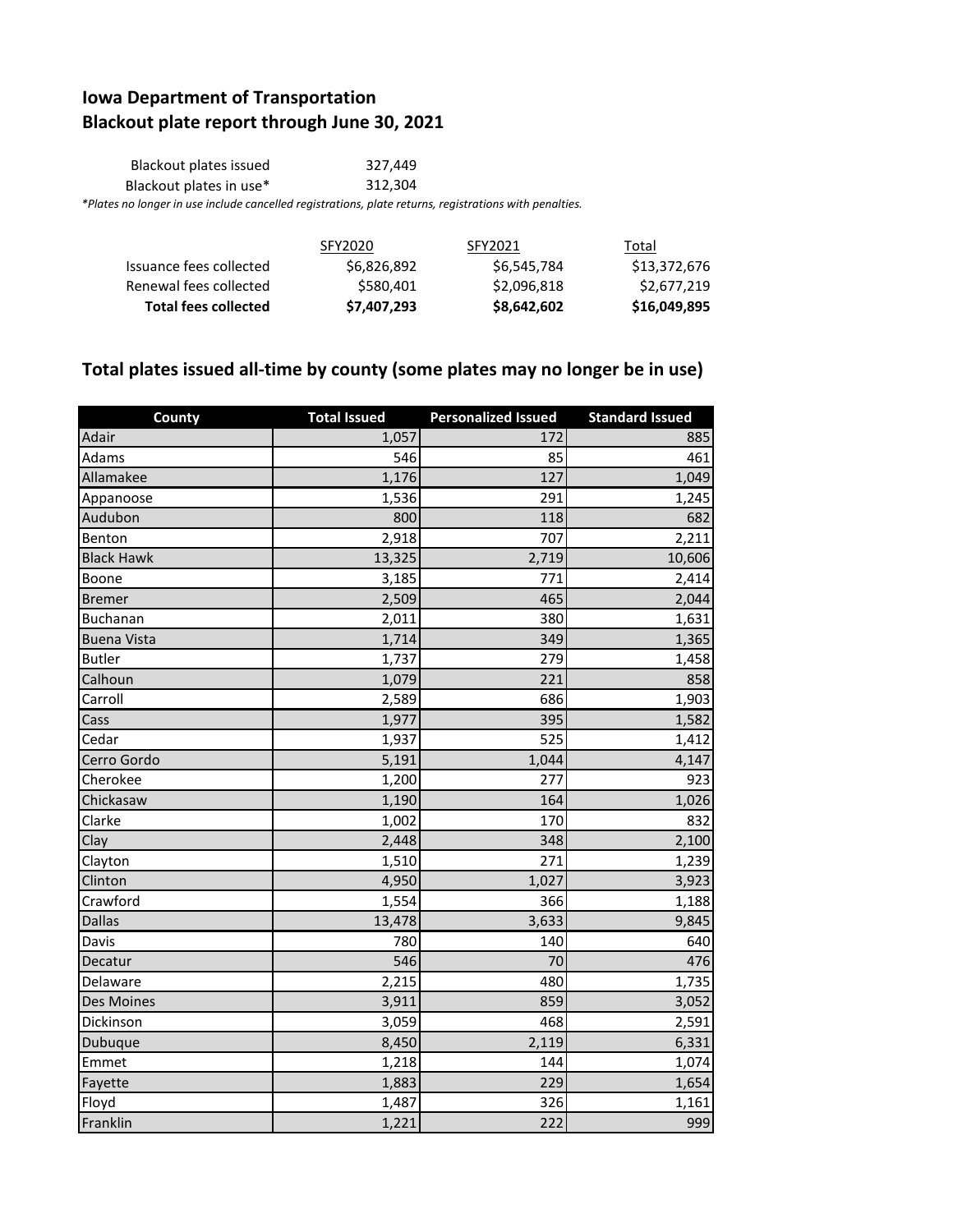# Iowa Department of Transportation
# Blackout plate report through June 30, 2021

| | |
|---|---|
| Blackout plates issued | 327,449 |
| Blackout plates in use* | 312,304 |

*Plates no longer in use include cancelled registrations, plate returns, registrations with penalties.*

| | SFY2020 | SFY2021 | Total |
|---|---|---|---|
| Issuance fees collected | $6,826,892 | $6,545,784 | $13,372,676 |
| Renewal fees collected | $580,401 | $2,096,818 | $2,677,219 |
| **Total fees collected** | **$7,407,293** | **$8,642,602** | **$16,049,895** |

## Total plates issued all-time by county (some plates may no longer be in use)

| County | Total Issued | Personalized Issued | Standard Issued |
|---|---|---|---|
| Adair | 1,057 | 172 | 885 |
| Adams | 546 | 85 | 461 |
| Allamakee | 1,176 | 127 | 1,049 |
| Appanoose | 1,536 | 291 | 1,245 |
| Audubon | 800 | 118 | 682 |
| Benton | 2,918 | 707 | 2,211 |
| Black Hawk | 13,325 | 2,719 | 10,606 |
| Boone | 3,185 | 771 | 2,414 |
| Bremer | 2,509 | 465 | 2,044 |
| Buchanan | 2,011 | 380 | 1,631 |
| Buena Vista | 1,714 | 349 | 1,365 |
| Butler | 1,737 | 279 | 1,458 |
| Calhoun | 1,079 | 221 | 858 |
| Carroll | 2,589 | 686 | 1,903 |
| Cass | 1,977 | 395 | 1,582 |
| Cedar | 1,937 | 525 | 1,412 |
| Cerro Gordo | 5,191 | 1,044 | 4,147 |
| Cherokee | 1,200 | 277 | 923 |
| Chickasaw | 1,190 | 164 | 1,026 |
| Clarke | 1,002 | 170 | 832 |
| Clay | 2,448 | 348 | 2,100 |
| Clayton | 1,510 | 271 | 1,239 |
| Clinton | 4,950 | 1,027 | 3,923 |
| Crawford | 1,554 | 366 | 1,188 |
| Dallas | 13,478 | 3,633 | 9,845 |
| Davis | 780 | 140 | 640 |
| Decatur | 546 | 70 | 476 |
| Delaware | 2,215 | 480 | 1,735 |
| Des Moines | 3,911 | 859 | 3,052 |
| Dickinson | 3,059 | 468 | 2,591 |
| Dubuque | 8,450 | 2,119 | 6,331 |
| Emmet | 1,218 | 144 | 1,074 |
| Fayette | 1,883 | 229 | 1,654 |
| Floyd | 1,487 | 326 | 1,161 |
| Franklin | 1,221 | 222 | 999 |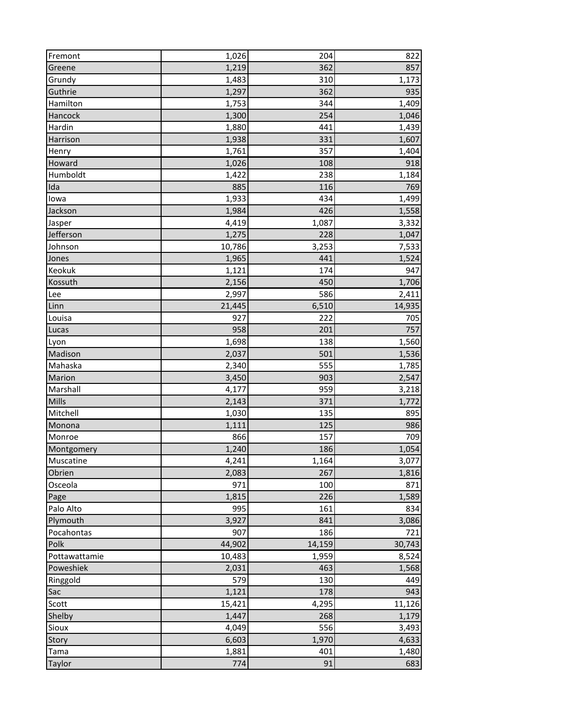| | | | |
|---|---|---|---|
| Fremont | 1,026 | 204 | 822 |
| Greene | 1,219 | 362 | 857 |
| Grundy | 1,483 | 310 | 1,173 |
| Guthrie | 1,297 | 362 | 935 |
| Hamilton | 1,753 | 344 | 1,409 |
| Hancock | 1,300 | 254 | 1,046 |
| Hardin | 1,880 | 441 | 1,439 |
| Harrison | 1,938 | 331 | 1,607 |
| Henry | 1,761 | 357 | 1,404 |
| Howard | 1,026 | 108 | 918 |
| Humboldt | 1,422 | 238 | 1,184 |
| Ida | 885 | 116 | 769 |
| Iowa | 1,933 | 434 | 1,499 |
| Jackson | 1,984 | 426 | 1,558 |
| Jasper | 4,419 | 1,087 | 3,332 |
| Jefferson | 1,275 | 228 | 1,047 |
| Johnson | 10,786 | 3,253 | 7,533 |
| Jones | 1,965 | 441 | 1,524 |
| Keokuk | 1,121 | 174 | 947 |
| Kossuth | 2,156 | 450 | 1,706 |
| Lee | 2,997 | 586 | 2,411 |
| Linn | 21,445 | 6,510 | 14,935 |
| Louisa | 927 | 222 | 705 |
| Lucas | 958 | 201 | 757 |
| Lyon | 1,698 | 138 | 1,560 |
| Madison | 2,037 | 501 | 1,536 |
| Mahaska | 2,340 | 555 | 1,785 |
| Marion | 3,450 | 903 | 2,547 |
| Marshall | 4,177 | 959 | 3,218 |
| Mills | 2,143 | 371 | 1,772 |
| Mitchell | 1,030 | 135 | 895 |
| Monona | 1,111 | 125 | 986 |
| Monroe | 866 | 157 | 709 |
| Montgomery | 1,240 | 186 | 1,054 |
| Muscatine | 4,241 | 1,164 | 3,077 |
| Obrien | 2,083 | 267 | 1,816 |
| Osceola | 971 | 100 | 871 |
| Page | 1,815 | 226 | 1,589 |
| Palo Alto | 995 | 161 | 834 |
| Plymouth | 3,927 | 841 | 3,086 |
| Pocahontas | 907 | 186 | 721 |
| Polk | 44,902 | 14,159 | 30,743 |
| Pottawattamie | 10,483 | 1,959 | 8,524 |
| Poweshiek | 2,031 | 463 | 1,568 |
| Ringgold | 579 | 130 | 449 |
| Sac | 1,121 | 178 | 943 |
| Scott | 15,421 | 4,295 | 11,126 |
| Shelby | 1,447 | 268 | 1,179 |
| Sioux | 4,049 | 556 | 3,493 |
| Story | 6,603 | 1,970 | 4,633 |
| Tama | 1,881 | 401 | 1,480 |
| Taylor | 774 | 91 | 683 |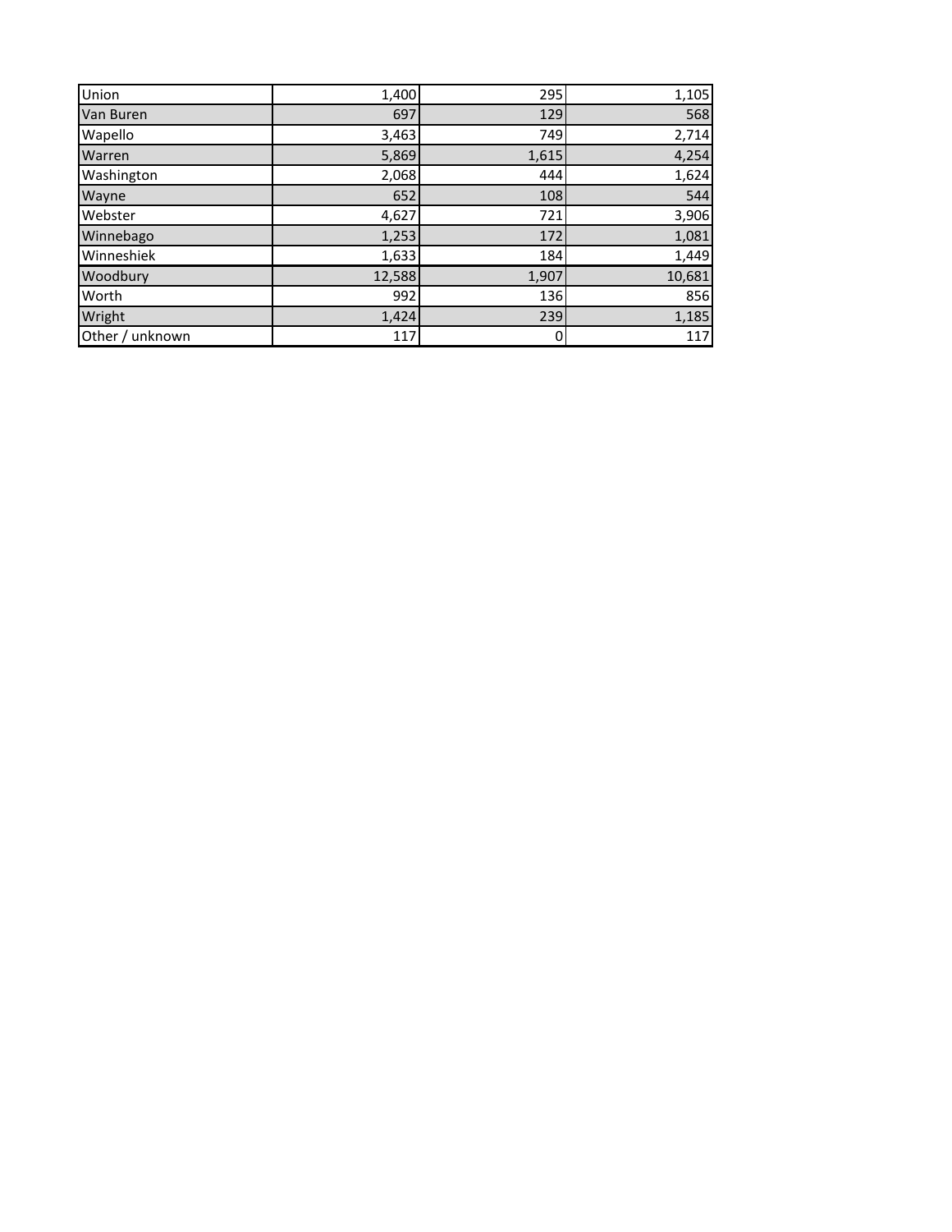| | | | |
|---|---|---|---|
| Union | 1,400 | 295 | 1,105 |
| Van Buren | 697 | 129 | 568 |
| Wapello | 3,463 | 749 | 2,714 |
| Warren | 5,869 | 1,615 | 4,254 |
| Washington | 2,068 | 444 | 1,624 |
| Wayne | 652 | 108 | 544 |
| Webster | 4,627 | 721 | 3,906 |
| Winnebago | 1,253 | 172 | 1,081 |
| Winneshiek | 1,633 | 184 | 1,449 |
| Woodbury | 12,588 | 1,907 | 10,681 |
| Worth | 992 | 136 | 856 |
| Wright | 1,424 | 239 | 1,185 |
| Other / unknown | 117 | 0 | 117 |